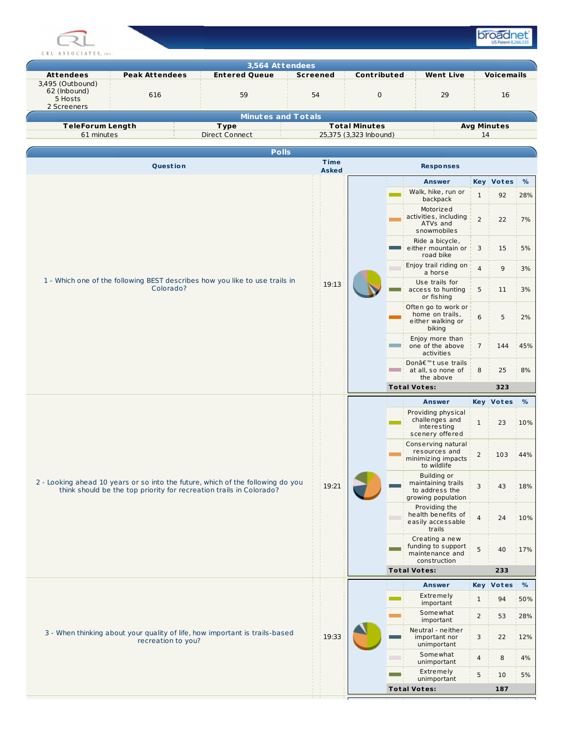CRL ASSOCIATES, INC.

## 3,564 Attendees

| Attendees | Peak Attendees | Entered Queue | Screened | Contributed | Went Live | Voicemails |
|---|---|---|---|---|---|---|
| 3,495 (Outbound) 62 (Inbound) 5 Hosts 2 Screeners | 616 | 59 | 54 | 0 | 29 | 16 |

## Minutes and Totals

| TeleForum Length | Type | Total Minutes | Avg Minutes |
|---|---|---|---|
| 61 minutes | Direct Connect | 25,375 (3,323 Inbound) | 14 |

## Polls

**1 - Which one of the following BEST describes how you like to use trails in Colorado?** (Time Asked: 19:13)

| Answer | Key | Votes | % |
|---|---|---|---|
| Walk, hike, run or backpack | 1 | 92 | 28% |
| Motorized activities, including ATVs and snowmobiles | 2 | 22 | 7% |
| Ride a bicycle, either mountain or road bike | 3 | 15 | 5% |
| Enjoy trail riding on a horse | 4 | 9 | 3% |
| Use trails for access to hunting or fishing | 5 | 11 | 3% |
| Often go to work or home on trails, either walking or biking | 6 | 5 | 2% |
| Enjoy more than one of the above activities | 7 | 144 | 45% |
| Donâ€™t use trails at all, so none of the above | 8 | 25 | 8% |
| **Total Votes:** | | **323** | |

**2 - Looking ahead 10 years or so into the future, which of the following do you think should be the top priority for recreation trails in Colorado?** (Time Asked: 19:21)

| Answer | Key | Votes | % |
|---|---|---|---|
| Providing physical challenges and interesting scenery offered | 1 | 23 | 10% |
| Conserving natural resources and minimizing impacts to wildlife | 2 | 103 | 44% |
| Building or maintaining trails to address the growing population | 3 | 43 | 18% |
| Providing the health benefits of easily accessable trails | 4 | 24 | 10% |
| Creating a new funding to support maintenance and construction | 5 | 40 | 17% |
| **Total Votes:** | | **233** | |

**3 - When thinking about your quality of life, how important is trails-based recreation to you?** (Time Asked: 19:33)

| Answer | Key | Votes | % |
|---|---|---|---|
| Extremely important | 1 | 94 | 50% |
| Somewhat important | 2 | 53 | 28% |
| Neutral - neither important nor unimportant | 3 | 22 | 12% |
| Somewhat unimportant | 4 | 8 | 4% |
| Extremely unimportant | 5 | 10 | 5% |
| **Total Votes:** | | **187** | |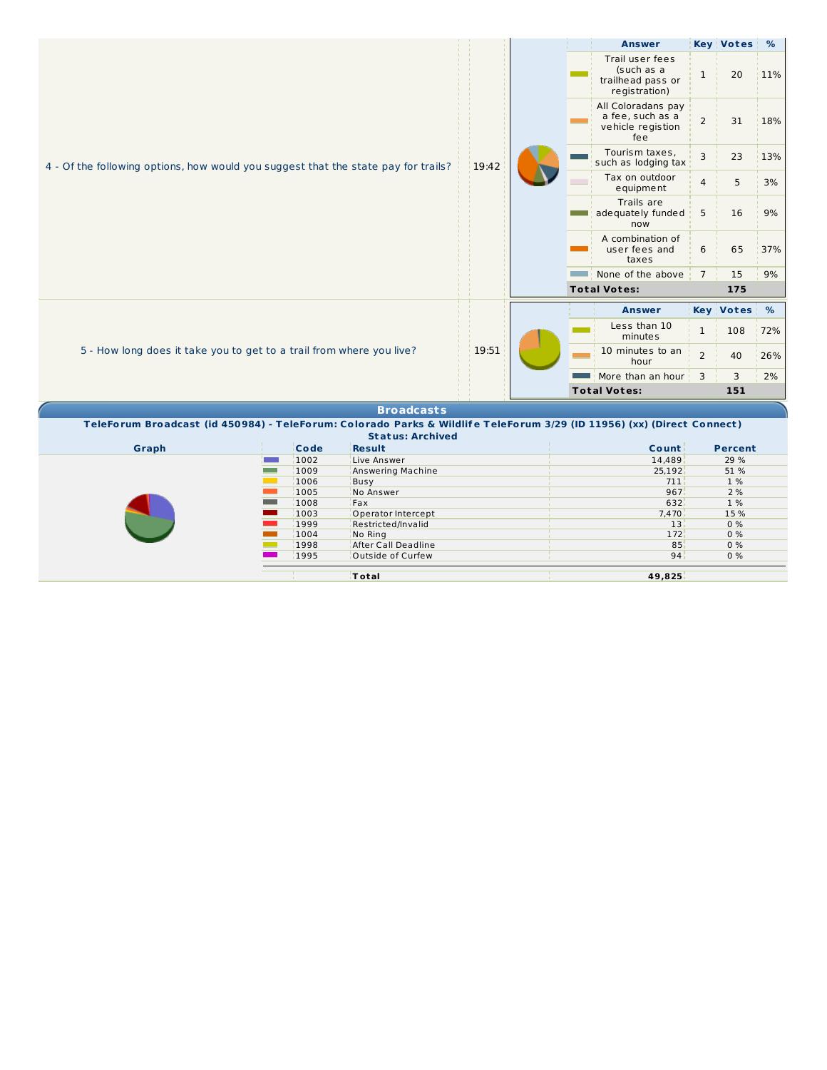4 - Of the following options, how would you suggest that the state pay for trails?

19:42

| Answer | Key | Votes | % |
|---|---|---|---|
| Trail user fees (such as a trailhead pass or registration) | 1 | 20 | 11% |
| All Coloradans pay a fee, such as a vehicle registion fee | 2 | 31 | 18% |
| Tourism taxes, such as lodging tax | 3 | 23 | 13% |
| Tax on outdoor equipment | 4 | 5 | 3% |
| Trails are adequately funded now | 5 | 16 | 9% |
| A combination of user fees and taxes | 6 | 65 | 37% |
| None of the above | 7 | 15 | 9% |
| **Total Votes:** | | 175 | |

5 - How long does it take you to get to a trail from where you live?

19:51

| Answer | Key | Votes | % |
|---|---|---|---|
| Less than 10 minutes | 1 | 108 | 72% |
| 10 minutes to an hour | 2 | 40 | 26% |
| More than an hour | 3 | 3 | 2% |
| **Total Votes:** | | 151 | |

## Broadcasts

**TeleForum Broadcast (id 450984) - TeleForum: Colorado Parks & Wildlife TeleForum 3/29 (ID 11956) (xx) (Direct Connect)**

**Status: Archived**

| Code | Result | Count | Percent |
|---|---|---|---|
| 1002 | Live Answer | 14,489 | 29 % |
| 1009 | Answering Machine | 25,192 | 51 % |
| 1006 | Busy | 711 | 1 % |
| 1005 | No Answer | 967 | 2 % |
| 1008 | Fax | 632 | 1 % |
| 1003 | Operator Intercept | 7,470 | 15 % |
| 1999 | Restricted/Invalid | 13 | 0 % |
| 1004 | No Ring | 172 | 0 % |
| 1998 | After Call Deadline | 85 | 0 % |
| 1995 | Outside of Curfew | 94 | 0 % |
| | **Total** | **49,825** | |